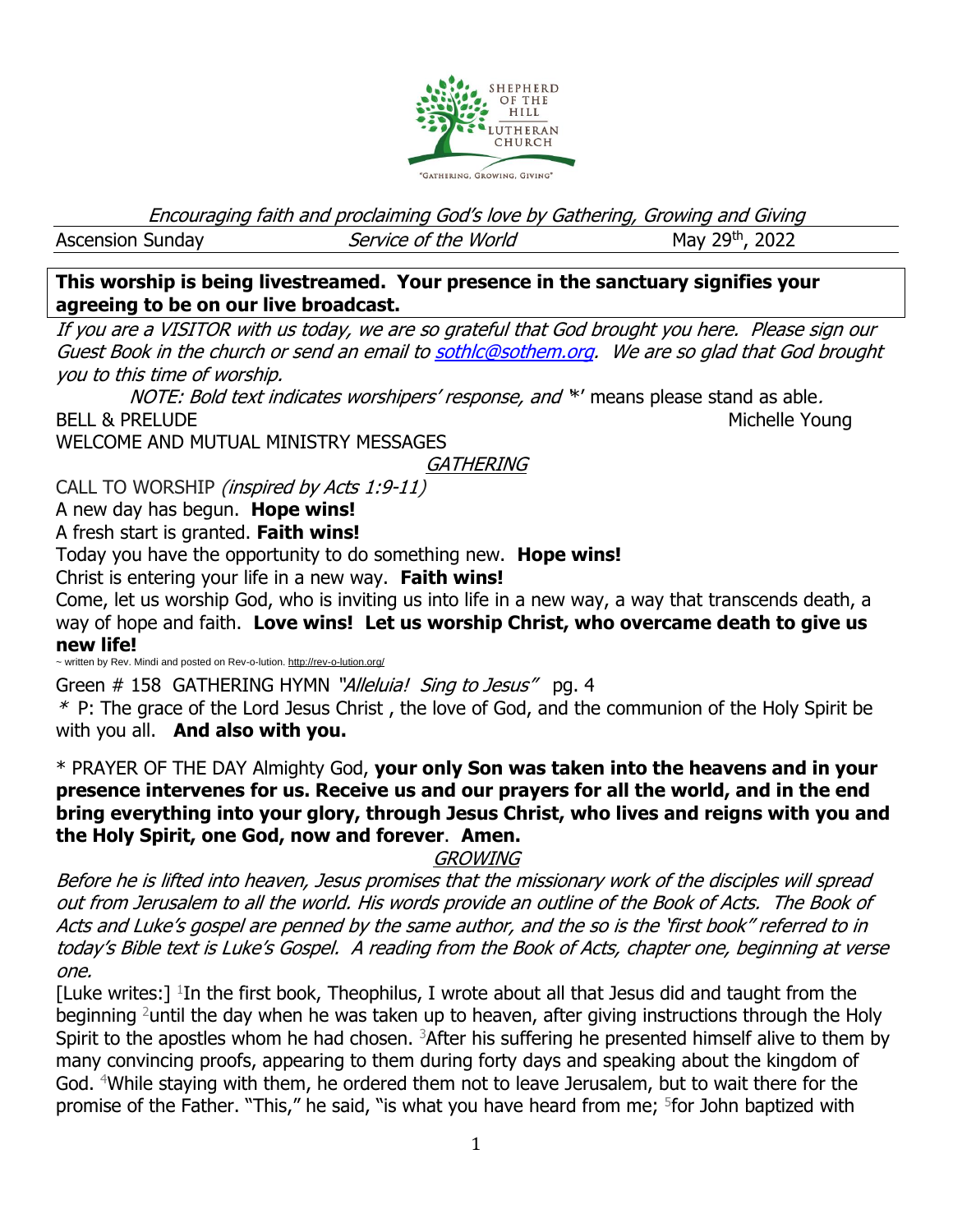SHEPHERD OF THE HILL LUTHERAN CHURCH

"GATHERING, GROWING, GIVING"

*Encouraging faith and proclaiming God's love by Gathering, Growing and Giving*

Ascension Sunday — *Service of the World* — May 29th, 2022

**This worship is being livestreamed. Your presence in the sanctuary signifies your agreeing to be on our live broadcast.**

*If you are a VISITOR with us today, we are so grateful that God brought you here. Please sign our Guest Book in the church or send an email to sothlc@sothem.org. We are so glad that God brought you to this time of worship.*

*NOTE: Bold text indicates worshipers' response, and* '*' means please stand as able.

BELL & PRELUDE — Michelle Young

WELCOME AND MUTUAL MINISTRY MESSAGES

## *GATHERING*

CALL TO WORSHIP *(inspired by Acts 1:9-11)*

A new day has begun. **Hope wins!**

A fresh start is granted. **Faith wins!**

Today you have the opportunity to do something new. **Hope wins!**

Christ is entering your life in a new way. **Faith wins!**

Come, let us worship God, who is inviting us into life in a new way, a way that transcends death, a way of hope and faith. **Love wins! Let us worship Christ, who overcame death to give us new life!**

~ written by Rev. Mindi and posted on Rev-o-lution. http://rev-o-lution.org/

Green # 158 GATHERING HYMN *"Alleluia! Sing to Jesus"* pg. 4

\* P: The grace of the Lord Jesus Christ , the love of God, and the communion of the Holy Spirit be with you all. **And also with you.**

\* PRAYER OF THE DAY Almighty God, **your only Son was taken into the heavens and in your presence intervenes for us. Receive us and our prayers for all the world, and in the end bring everything into your glory, through Jesus Christ, who lives and reigns with you and the Holy Spirit, one God, now and forever**. **Amen.**

## *GROWING*

*Before he is lifted into heaven, Jesus promises that the missionary work of the disciples will spread out from Jerusalem to all the world. His words provide an outline of the Book of Acts. The Book of Acts and Luke's gospel are penned by the same author, and the so is the 'first book" referred to in today's Bible text is Luke's Gospel. A reading from the Book of Acts, chapter one, beginning at verse one.*

[Luke writes:] [1]In the first book, Theophilus, I wrote about all that Jesus did and taught from the beginning [2]until the day when he was taken up to heaven, after giving instructions through the Holy Spirit to the apostles whom he had chosen. [3]After his suffering he presented himself alive to them by many convincing proofs, appearing to them during forty days and speaking about the kingdom of God. [4]While staying with them, he ordered them not to leave Jerusalem, but to wait there for the promise of the Father. "This," he said, "is what you have heard from me; [5]for John baptized with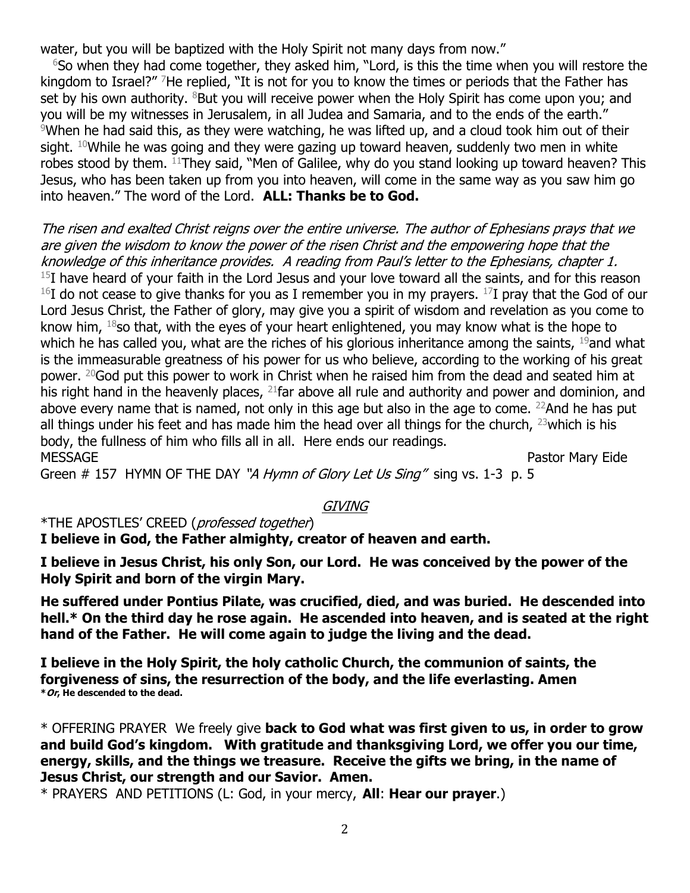water, but you will be baptized with the Holy Spirit not many days from now."

[6]So when they had come together, they asked him, "Lord, is this the time when you will restore the kingdom to Israel?" [7]He replied, "It is not for you to know the times or periods that the Father has set by his own authority. [8]But you will receive power when the Holy Spirit has come upon you; and you will be my witnesses in Jerusalem, in all Judea and Samaria, and to the ends of the earth." [9]When he had said this, as they were watching, he was lifted up, and a cloud took him out of their sight. [10]While he was going and they were gazing up toward heaven, suddenly two men in white robes stood by them. [11]They said, "Men of Galilee, why do you stand looking up toward heaven? This Jesus, who has been taken up from you into heaven, will come in the same way as you saw him go into heaven." The word of the Lord. **ALL: Thanks be to God.**

*The risen and exalted Christ reigns over the entire universe. The author of Ephesians prays that we are given the wisdom to know the power of the risen Christ and the empowering hope that the knowledge of this inheritance provides. A reading from Paul's letter to the Ephesians, chapter 1.*
[15]I have heard of your faith in the Lord Jesus and your love toward all the saints, and for this reason [16]I do not cease to give thanks for you as I remember you in my prayers. [17]I pray that the God of our Lord Jesus Christ, the Father of glory, may give you a spirit of wisdom and revelation as you come to know him, [18]so that, with the eyes of your heart enlightened, you may know what is the hope to which he has called you, what are the riches of his glorious inheritance among the saints, [19]and what is the immeasurable greatness of his power for us who believe, according to the working of his great power. [20]God put this power to work in Christ when he raised him from the dead and seated him at his right hand in the heavenly places, [21]far above all rule and authority and power and dominion, and above every name that is named, not only in this age but also in the age to come. [22]And he has put all things under his feet and has made him the head over all things for the church, [23]which is his body, the fullness of him who fills all in all. Here ends our readings.

MESSAGE Pastor Mary Eide

Green # 157 HYMN OF THE DAY *"A Hymn of Glory Let Us Sing"* sing vs. 1-3 p. 5

*GIVING*

*THE APOSTLES' CREED (*professed together*)

**I believe in God, the Father almighty, creator of heaven and earth.**

**I believe in Jesus Christ, his only Son, our Lord. He was conceived by the power of the Holy Spirit and born of the virgin Mary.**

**He suffered under Pontius Pilate, was crucified, died, and was buried. He descended into hell.* On the third day he rose again. He ascended into heaven, and is seated at the right hand of the Father. He will come again to judge the living and the dead.**

**I believe in the Holy Spirit, the holy catholic Church, the communion of saints, the forgiveness of sins, the resurrection of the body, and the life everlasting. Amen**
***Or, He descended to the dead.**

* OFFERING PRAYER We freely give **back to God what was first given to us, in order to grow and build God's kingdom. With gratitude and thanksgiving Lord, we offer you our time, energy, skills, and the things we treasure. Receive the gifts we bring, in the name of Jesus Christ, our strength and our Savior. Amen.**

* PRAYERS AND PETITIONS (L: God, in your mercy, **All**: **Hear our prayer**.)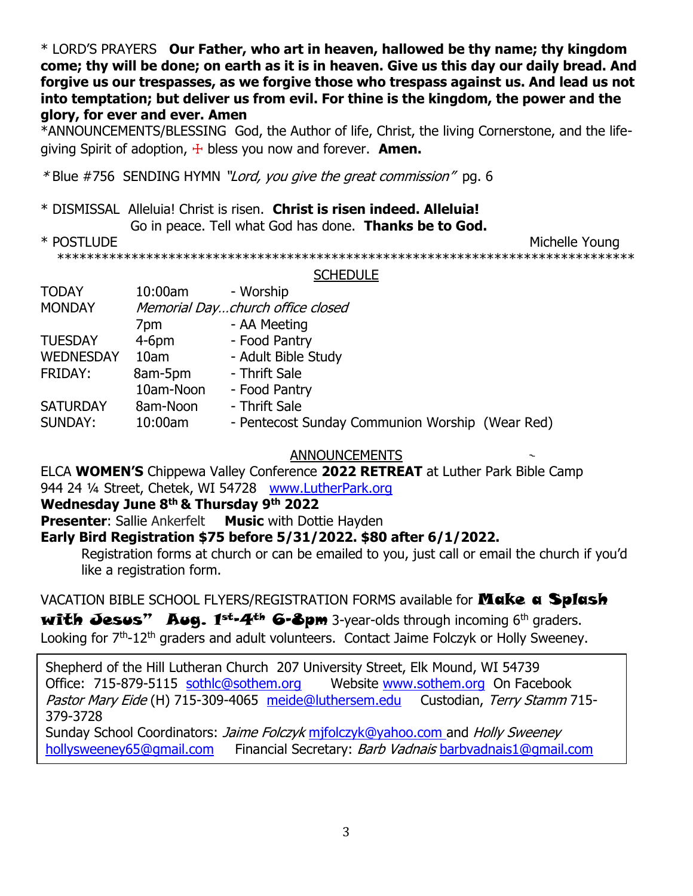\* LORD'S PRAYERS **Our Father, who art in heaven, hallowed be thy name; thy kingdom come; thy will be done; on earth as it is in heaven. Give us this day our daily bread. And forgive us our trespasses, as we forgive those who trespass against us. And lead us not into temptation; but deliver us from evil. For thine is the kingdom, the power and the glory, for ever and ever. Amen**

\*ANNOUNCEMENTS/BLESSING God, the Author of life, Christ, the living Cornerstone, and the life-giving Spirit of adoption, ☩ bless you now and forever. **Amen.**

\* Blue #756 SENDING HYMN *"Lord, you give the great commission"* pg. 6

\* DISMISSAL Alleluia! Christ is risen. **Christ is risen indeed. Alleluia!**
Go in peace. Tell what God has done. **Thanks be to God.**

\* POSTLUDE Michelle Young

\*\*\*\*\*\*\*\*\*\*\*\*\*\*\*\*\*\*\*\*\*\*\*\*\*\*\*\*\*\*\*\*\*\*\*\*\*\*\*\*\*\*\*\*\*\*\*\*\*\*\*\*\*\*\*\*\*\*\*\*\*\*\*\*\*\*\*\*\*\*\*\*\*\*\*\*\*\*

## SCHEDULE

| | | |
|---|---|---|
| TODAY | 10:00am | - Worship |
| MONDAY | *Memorial Day…church office closed* | |
| | 7pm | - AA Meeting |
| TUESDAY | 4-6pm | - Food Pantry |
| WEDNESDAY | 10am | - Adult Bible Study |
| FRIDAY: | 8am-5pm | - Thrift Sale |
| | 10am-Noon | - Food Pantry |
| SATURDAY | 8am-Noon | - Thrift Sale |
| SUNDAY: | 10:00am | - Pentecost Sunday Communion Worship (Wear Red) |

## ANNOUNCEMENTS

ELCA **WOMEN'S** Chippewa Valley Conference **2022 RETREAT** at Luther Park Bible Camp 944 24 ¼ Street, Chetek, WI 54728 www.LutherPark.org

**Wednesday June 8th & Thursday 9th 2022**

**Presenter**: Sallie Ankerfelt **Music** with Dottie Hayden

**Early Bird Registration $75 before 5/31/2022. $80 after 6/1/2022.**

Registration forms at church or can be emailed to you, just call or email the church if you'd like a registration form.

VACATION BIBLE SCHOOL FLYERS/REGISTRATION FORMS available for **Make a Splash with Jesus" Aug. 1st-4th 6-8pm** 3-year-olds through incoming 6th graders. Looking for 7th-12th graders and adult volunteers. Contact Jaime Folczyk or Holly Sweeney.

Shepherd of the Hill Lutheran Church 207 University Street, Elk Mound, WI 54739
Office: 715-879-5115 sothlc@sothem.org Website www.sothem.org On Facebook
*Pastor Mary Eide* (H) 715-309-4065 meide@luthersem.edu Custodian, *Terry Stamm* 715-379-3728
Sunday School Coordinators: *Jaime Folczyk* mjfolczyk@yahoo.com and *Holly Sweeney* hollysweeney65@gmail.com Financial Secretary: *Barb Vadnais* barbvadnais1@gmail.com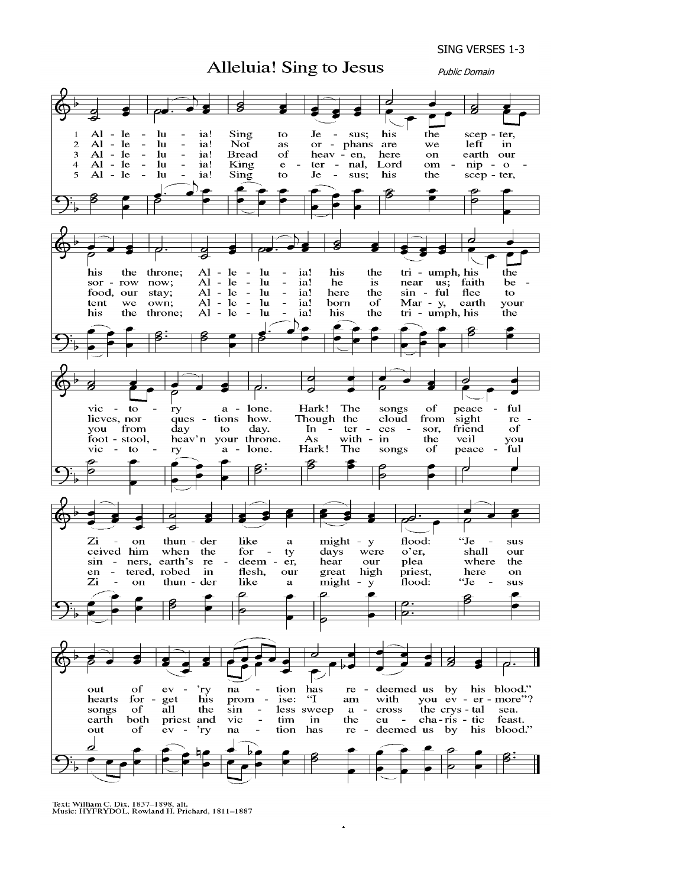SING VERSES 1-3

# Alleluia! Sing to Jesus

*Public Domain*

1. Alleluia! Sing to Jesus; his the scepter, his the throne; Alleluia! his the triumph, his the victory alone. Hark! The songs of peaceful Zion thunder like a mighty flood: "Jesus out of every nation has redeemed us by his blood."

2. Alleluia! Not as orphans are we left in sorrow now; Alleluia! he is near us; faith believes, nor questions how. Though the cloud from sight received him when the forty days were o'er, shall our hearts forget his promise: "I am with you evermore"?

3. Alleluia! Bread of heaven, here on earth our food, our stay; Alleluia! here the sinful flee to you from day to day. Intercessor, friend of sinners, earth's redeemer, hear our plea where the songs of all the sinless sweep across the crystal sea.

4. Alleluia! King eternal, Lord omnipotent we own; Alleluia! born of Mary, earth your footstool, heav'n your throne. As within the veil you entered, robed in flesh, our great high priest, here on earth both priest and victim in the eucharistic feast.

5. Alleluia! Sing to Jesus; his the scepter, his the throne; Alleluia! his the triumph, his the victory alone. Hark! The songs of peaceful Zion thunder like a mighty flood: "Jesus out of every nation has redeemed us by his blood."

Text: William C. Dix, 1837–1898, alt.
Music: HYFRYDOL, Rowland H. Prichard, 1811–1887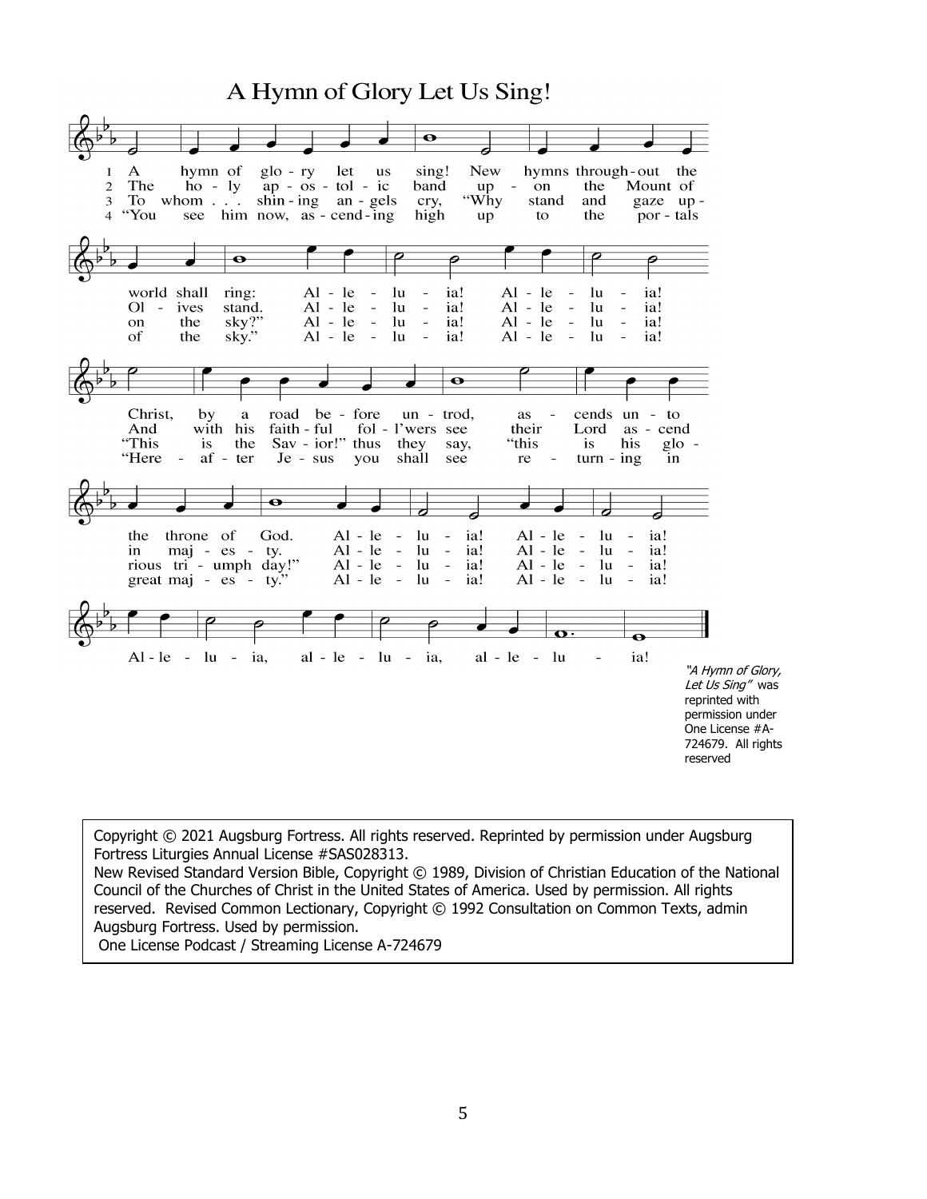# A Hymn of Glory Let Us Sing!

1 A hymn of glory let us sing! New hymns throughout the world shall ring: Alleluia! Alleluia! Christ, by a road before untrod, ascends unto the throne of God. Alleluia! Alleluia!

2 The holy apostolic band upon the Mount of Olives stand. Alleluia! Alleluia! And with his faithful fol-l'wers see their Lord ascend in majesty. Alleluia! Alleluia!

3 To whom . . . shining angels cry, "Why stand and gaze upon the sky?" Alleluia! Alleluia! "This is the Savior!" thus they say, "this is his glorious triumph day!" Alleluia! Alleluia!

4 "You see him now, ascending high up to the portals of the sky." Alleluia! Alleluia! "Hereafter Jesus you shall see returning in great majesty." Alleluia! Alleluia!

Alleluia, alleluia, alleluia!

*"A Hymn of Glory, Let Us Sing"* was reprinted with permission under One License #A-724679. All rights reserved

Copyright © 2021 Augsburg Fortress. All rights reserved. Reprinted by permission under Augsburg Fortress Liturgies Annual License #SAS028313.
New Revised Standard Version Bible, Copyright © 1989, Division of Christian Education of the National Council of the Churches of Christ in the United States of America. Used by permission. All rights reserved. Revised Common Lectionary, Copyright © 1992 Consultation on Common Texts, admin Augsburg Fortress. Used by permission.
One License Podcast / Streaming License A-724679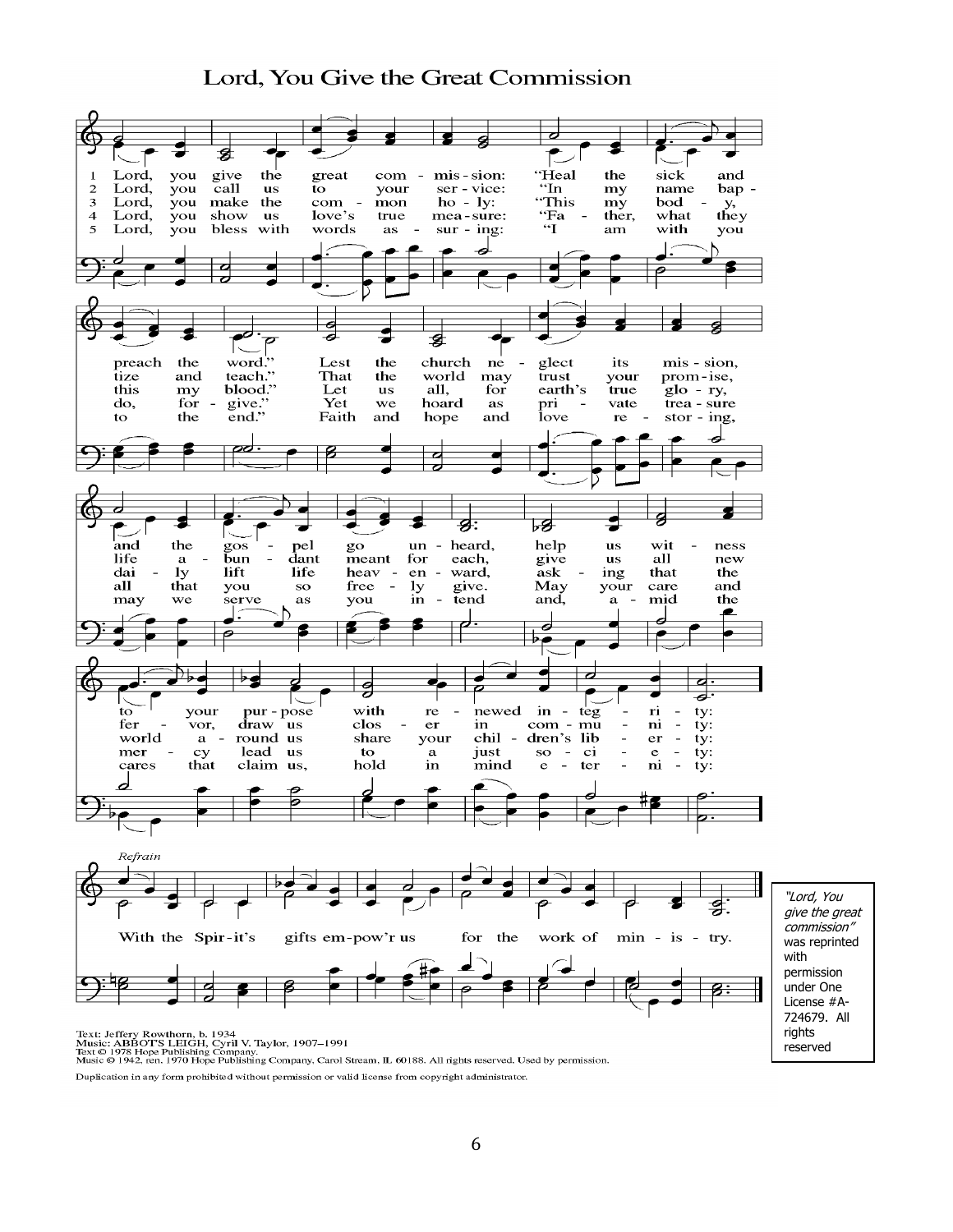# Lord, You Give the Great Commission

1 Lord, you give the great commission: "Heal the sick and preach the word." Lest the church neglect its mission, and the gospel go unheard, help us witness to your purpose with renewed integrity:

2 Lord, you call us to your service: "In my name baptize and teach." That the world may trust your promise, life abundant meant for each, give us all new fervor, draw us closer in community:

3 Lord, you make the common holy: "This my body, this my blood." Let us all, for earth's true glory, daily lift life heavenward, asking that the world around us share your children's liberty:

4 Lord, you show us love's true measure: "Father, what they do, forgive." Yet we hoard as private treasure all that you so freely give. May your care and mercy lead us to a just society:

5 Lord, you bless with words assuring: "I am with you to the end." Faith and hope and love restoring, may we serve as you intend, and, amid the cares that claim us, hold in mind eternity:

*Refrain*

With the Spirit's gifts empower us for the work of ministry.

Text: Jeffery Rowthorn, b. 1934
Music: ABBOT'S LEIGH, Cyril V. Taylor, 1907–1991
Text © 1978 Hope Publishing Company.
Music © 1942, ren. 1970 Hope Publishing Company, Carol Stream, IL 60188. All rights reserved. Used by permission.

Duplication in any form prohibited without permission or valid license from copyright administrator.

*"Lord, You give the great commission"* was reprinted with permission under One License #A-724679. All rights reserved